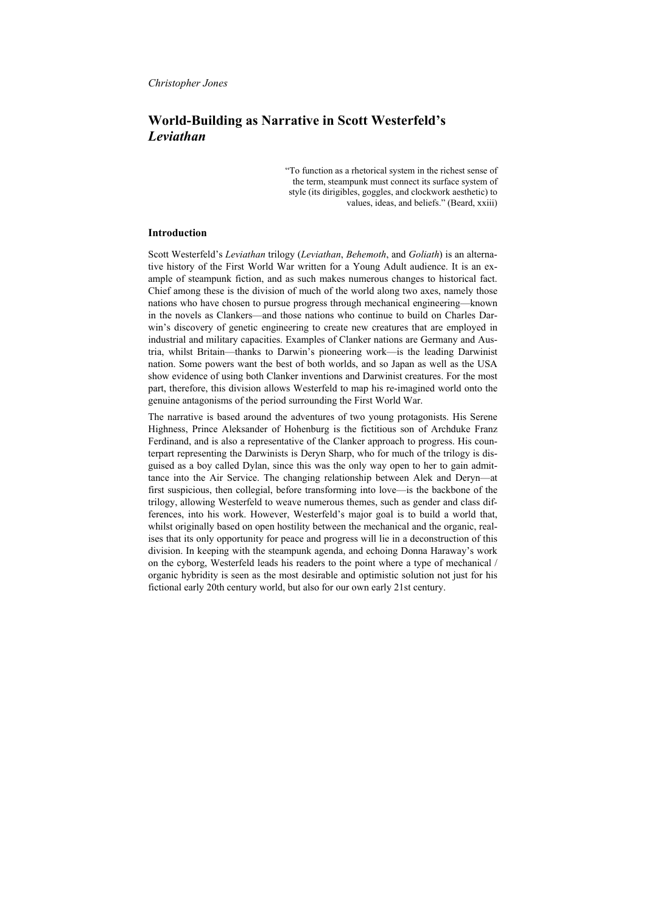*Christopher Jones*

# World-Building as Narrative in Scott Westerfeld's *Leviathan*

> "To function as a rhetorical system in the richest sense of the term, steampunk must connect its surface system of style (its dirigibles, goggles, and clockwork aesthetic) to values, ideas, and beliefs." (Beard, xxiii)

## Introduction

Scott Westerfeld's *Leviathan* trilogy (*Leviathan*, *Behemoth*, and *Goliath*) is an alternative history of the First World War written for a Young Adult audience. It is an example of steampunk fiction, and as such makes numerous changes to historical fact. Chief among these is the division of much of the world along two axes, namely those nations who have chosen to pursue progress through mechanical engineering—known in the novels as Clankers—and those nations who continue to build on Charles Darwin's discovery of genetic engineering to create new creatures that are employed in industrial and military capacities. Examples of Clanker nations are Germany and Austria, whilst Britain—thanks to Darwin's pioneering work—is the leading Darwinist nation. Some powers want the best of both worlds, and so Japan as well as the USA show evidence of using both Clanker inventions and Darwinist creatures. For the most part, therefore, this division allows Westerfeld to map his re-imagined world onto the genuine antagonisms of the period surrounding the First World War.

The narrative is based around the adventures of two young protagonists. His Serene Highness, Prince Aleksander of Hohenburg is the fictitious son of Archduke Franz Ferdinand, and is also a representative of the Clanker approach to progress. His counterpart representing the Darwinists is Deryn Sharp, who for much of the trilogy is disguised as a boy called Dylan, since this was the only way open to her to gain admittance into the Air Service. The changing relationship between Alek and Deryn—at first suspicious, then collegial, before transforming into love—is the backbone of the trilogy, allowing Westerfeld to weave numerous themes, such as gender and class differences, into his work. However, Westerfeld's major goal is to build a world that, whilst originally based on open hostility between the mechanical and the organic, realises that its only opportunity for peace and progress will lie in a deconstruction of this division. In keeping with the steampunk agenda, and echoing Donna Haraway's work on the cyborg, Westerfeld leads his readers to the point where a type of mechanical / organic hybridity is seen as the most desirable and optimistic solution not just for his fictional early 20th century world, but also for our own early 21st century.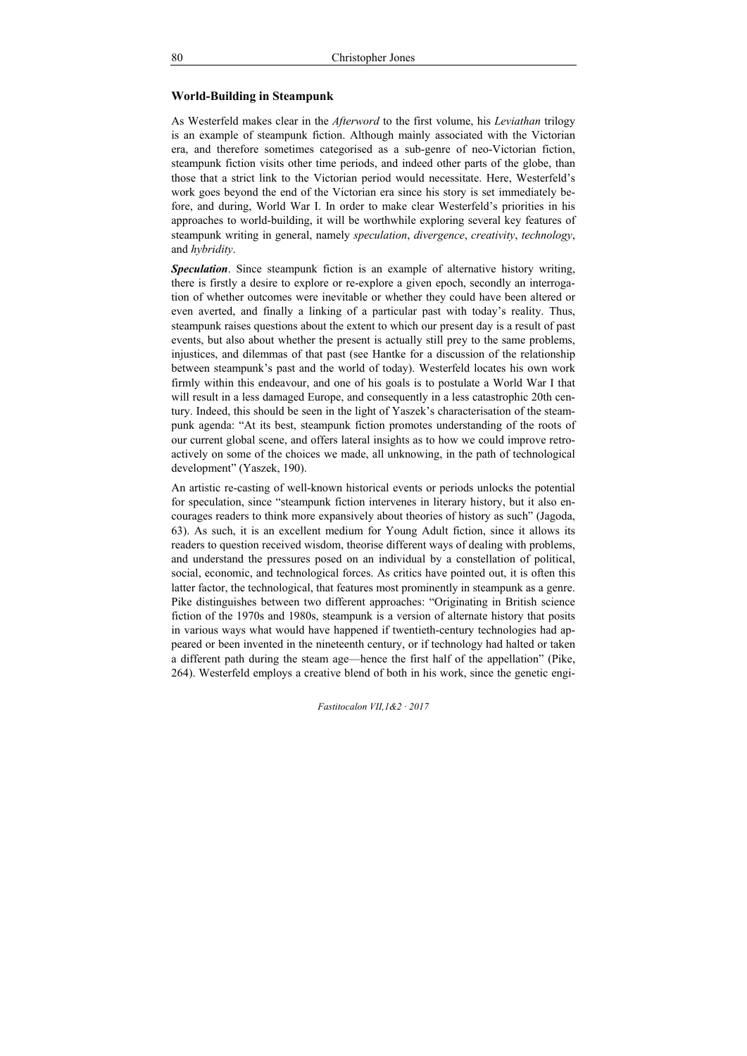### World-Building in Steampunk

As Westerfeld makes clear in the *Afterword* to the first volume, his *Leviathan* trilogy is an example of steampunk fiction. Although mainly associated with the Victorian era, and therefore sometimes categorised as a sub-genre of neo-Victorian fiction, steampunk fiction visits other time periods, and indeed other parts of the globe, than those that a strict link to the Victorian period would necessitate. Here, Westerfeld's work goes beyond the end of the Victorian era since his story is set immediately before, and during, World War I. In order to make clear Westerfeld's priorities in his approaches to world-building, it will be worthwhile exploring several key features of steampunk writing in general, namely *speculation*, *divergence*, *creativity*, *technology*, and *hybridity*.

***Speculation***. Since steampunk fiction is an example of alternative history writing, there is firstly a desire to explore or re-explore a given epoch, secondly an interrogation of whether outcomes were inevitable or whether they could have been altered or even averted, and finally a linking of a particular past with today's reality. Thus, steampunk raises questions about the extent to which our present day is a result of past events, but also about whether the present is actually still prey to the same problems, injustices, and dilemmas of that past (see Hantke for a discussion of the relationship between steampunk's past and the world of today). Westerfeld locates his own work firmly within this endeavour, and one of his goals is to postulate a World War I that will result in a less damaged Europe, and consequently in a less catastrophic 20th century. Indeed, this should be seen in the light of Yaszek's characterisation of the steampunk agenda: "At its best, steampunk fiction promotes understanding of the roots of our current global scene, and offers lateral insights as to how we could improve retroactively on some of the choices we made, all unknowing, in the path of technological development" (Yaszek, 190).

An artistic re-casting of well-known historical events or periods unlocks the potential for speculation, since "steampunk fiction intervenes in literary history, but it also encourages readers to think more expansively about theories of history as such" (Jagoda, 63). As such, it is an excellent medium for Young Adult fiction, since it allows its readers to question received wisdom, theorise different ways of dealing with problems, and understand the pressures posed on an individual by a constellation of political, social, economic, and technological forces. As critics have pointed out, it is often this latter factor, the technological, that features most prominently in steampunk as a genre. Pike distinguishes between two different approaches: "Originating in British science fiction of the 1970s and 1980s, steampunk is a version of alternate history that posits in various ways what would have happened if twentieth-century technologies had appeared or been invented in the nineteenth century, or if technology had halted or taken a different path during the steam age—hence the first half of the appellation" (Pike, 264). Westerfeld employs a creative blend of both in his work, since the genetic engi-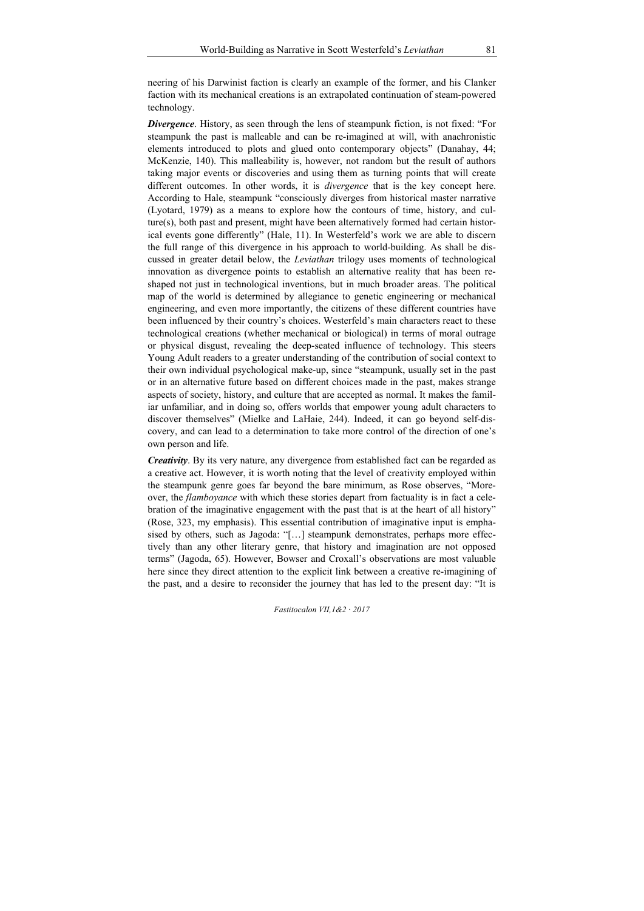neering of his Darwinist faction is clearly an example of the former, and his Clanker faction with its mechanical creations is an extrapolated continuation of steam-powered technology.

***Divergence***. History, as seen through the lens of steampunk fiction, is not fixed: "For steampunk the past is malleable and can be re-imagined at will, with anachronistic elements introduced to plots and glued onto contemporary objects" (Danahay, 44; McKenzie, 140). This malleability is, however, not random but the result of authors taking major events or discoveries and using them as turning points that will create different outcomes. In other words, it is *divergence* that is the key concept here. According to Hale, steampunk "consciously diverges from historical master narrative (Lyotard, 1979) as a means to explore how the contours of time, history, and culture(s), both past and present, might have been alternatively formed had certain historical events gone differently" (Hale, 11). In Westerfeld's work we are able to discern the full range of this divergence in his approach to world-building. As shall be discussed in greater detail below, the *Leviathan* trilogy uses moments of technological innovation as divergence points to establish an alternative reality that has been reshaped not just in technological inventions, but in much broader areas. The political map of the world is determined by allegiance to genetic engineering or mechanical engineering, and even more importantly, the citizens of these different countries have been influenced by their country's choices. Westerfeld's main characters react to these technological creations (whether mechanical or biological) in terms of moral outrage or physical disgust, revealing the deep-seated influence of technology. This steers Young Adult readers to a greater understanding of the contribution of social context to their own individual psychological make-up, since "steampunk, usually set in the past or in an alternative future based on different choices made in the past, makes strange aspects of society, history, and culture that are accepted as normal. It makes the familiar unfamiliar, and in doing so, offers worlds that empower young adult characters to discover themselves" (Mielke and LaHaie, 244). Indeed, it can go beyond self-discovery, and can lead to a determination to take more control of the direction of one's own person and life.

***Creativity***. By its very nature, any divergence from established fact can be regarded as a creative act. However, it is worth noting that the level of creativity employed within the steampunk genre goes far beyond the bare minimum, as Rose observes, "Moreover, the *flamboyance* with which these stories depart from factuality is in fact a celebration of the imaginative engagement with the past that is at the heart of all history" (Rose, 323, my emphasis). This essential contribution of imaginative input is emphasised by others, such as Jagoda: "[…] steampunk demonstrates, perhaps more effectively than any other literary genre, that history and imagination are not opposed terms" (Jagoda, 65). However, Bowser and Croxall's observations are most valuable here since they direct attention to the explicit link between a creative re-imagining of the past, and a desire to reconsider the journey that has led to the present day: "It is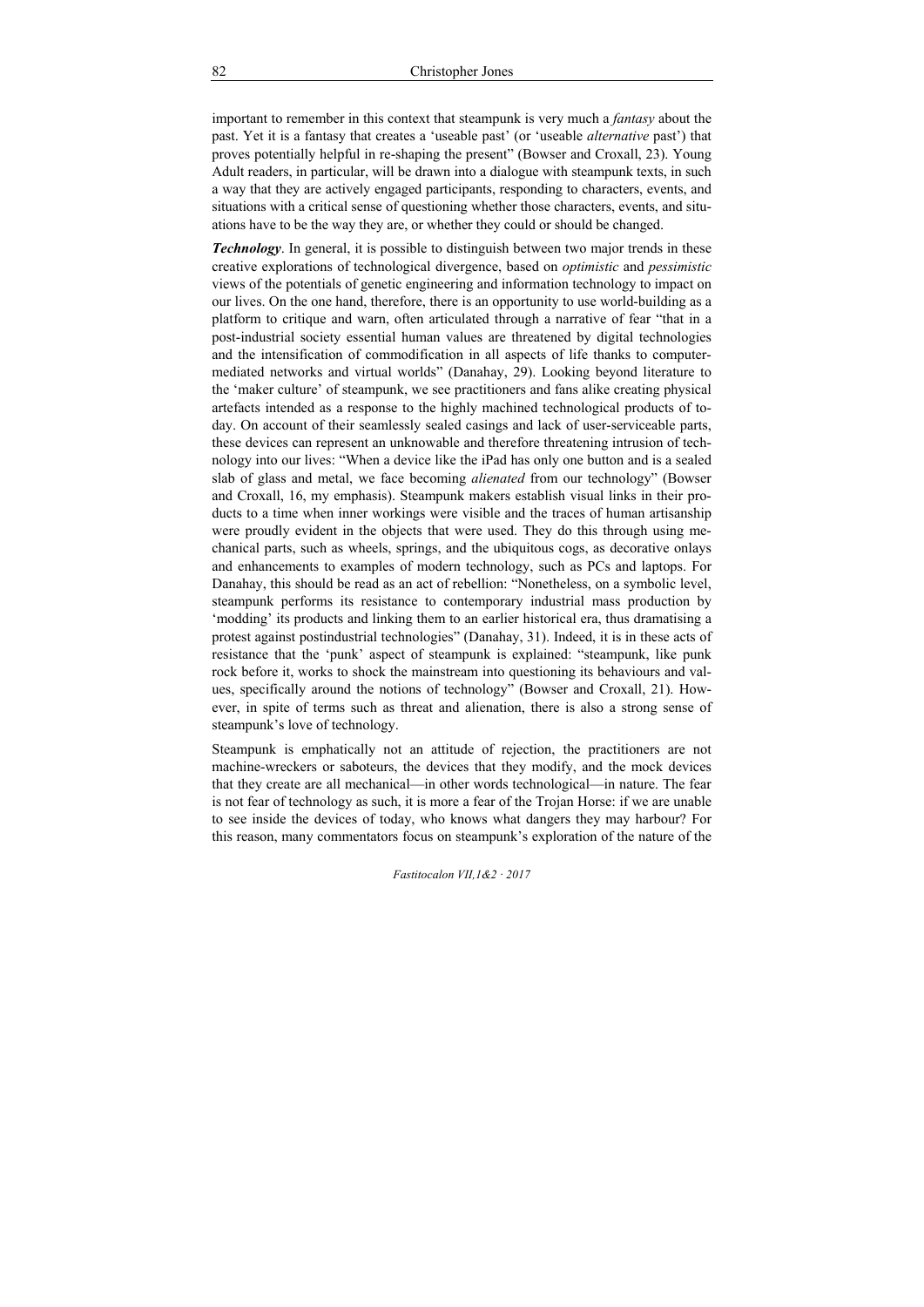important to remember in this context that steampunk is very much a *fantasy* about the past. Yet it is a fantasy that creates a 'useable past' (or 'useable *alternative* past') that proves potentially helpful in re-shaping the present" (Bowser and Croxall, 23). Young Adult readers, in particular, will be drawn into a dialogue with steampunk texts, in such a way that they are actively engaged participants, responding to characters, events, and situations with a critical sense of questioning whether those characters, events, and situations have to be the way they are, or whether they could or should be changed.

***Technology***. In general, it is possible to distinguish between two major trends in these creative explorations of technological divergence, based on *optimistic* and *pessimistic* views of the potentials of genetic engineering and information technology to impact on our lives. On the one hand, therefore, there is an opportunity to use world-building as a platform to critique and warn, often articulated through a narrative of fear "that in a post-industrial society essential human values are threatened by digital technologies and the intensification of commodification in all aspects of life thanks to computer-mediated networks and virtual worlds" (Danahay, 29). Looking beyond literature to the 'maker culture' of steampunk, we see practitioners and fans alike creating physical artefacts intended as a response to the highly machined technological products of today. On account of their seamlessly sealed casings and lack of user-serviceable parts, these devices can represent an unknowable and therefore threatening intrusion of technology into our lives: "When a device like the iPad has only one button and is a sealed slab of glass and metal, we face becoming *alienated* from our technology" (Bowser and Croxall, 16, my emphasis). Steampunk makers establish visual links in their products to a time when inner workings were visible and the traces of human artisanship were proudly evident in the objects that were used. They do this through using mechanical parts, such as wheels, springs, and the ubiquitous cogs, as decorative onlays and enhancements to examples of modern technology, such as PCs and laptops. For Danahay, this should be read as an act of rebellion: "Nonetheless, on a symbolic level, steampunk performs its resistance to contemporary industrial mass production by 'modding' its products and linking them to an earlier historical era, thus dramatising a protest against postindustrial technologies" (Danahay, 31). Indeed, it is in these acts of resistance that the 'punk' aspect of steampunk is explained: "steampunk, like punk rock before it, works to shock the mainstream into questioning its behaviours and values, specifically around the notions of technology" (Bowser and Croxall, 21). However, in spite of terms such as threat and alienation, there is also a strong sense of steampunk's love of technology.

Steampunk is emphatically not an attitude of rejection, the practitioners are not machine-wreckers or saboteurs, the devices that they modify, and the mock devices that they create are all mechanical—in other words technological—in nature. The fear is not fear of technology as such, it is more a fear of the Trojan Horse: if we are unable to see inside the devices of today, who knows what dangers they may harbour? For this reason, many commentators focus on steampunk's exploration of the nature of the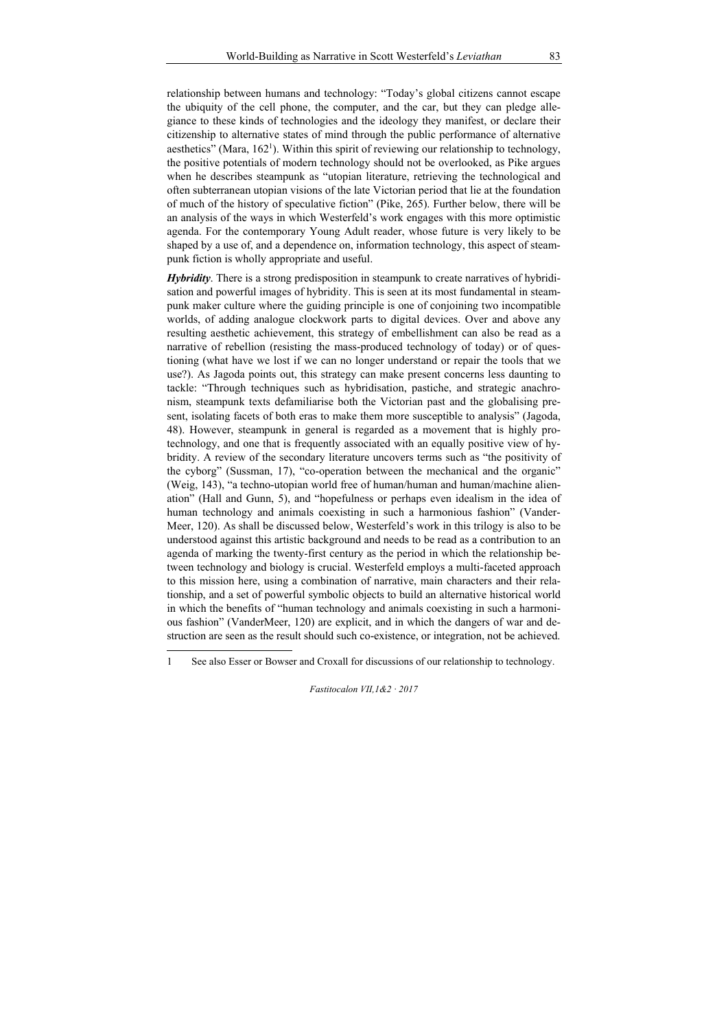relationship between humans and technology: "Today's global citizens cannot escape the ubiquity of the cell phone, the computer, and the car, but they can pledge allegiance to these kinds of technologies and the ideology they manifest, or declare their citizenship to alternative states of mind through the public performance of alternative aesthetics" (Mara, 162[1]). Within this spirit of reviewing our relationship to technology, the positive potentials of modern technology should not be overlooked, as Pike argues when he describes steampunk as "utopian literature, retrieving the technological and often subterranean utopian visions of the late Victorian period that lie at the foundation of much of the history of speculative fiction" (Pike, 265). Further below, there will be an analysis of the ways in which Westerfeld's work engages with this more optimistic agenda. For the contemporary Young Adult reader, whose future is very likely to be shaped by a use of, and a dependence on, information technology, this aspect of steampunk fiction is wholly appropriate and useful.

***Hybridity***. There is a strong predisposition in steampunk to create narratives of hybridisation and powerful images of hybridity. This is seen at its most fundamental in steampunk maker culture where the guiding principle is one of conjoining two incompatible worlds, of adding analogue clockwork parts to digital devices. Over and above any resulting aesthetic achievement, this strategy of embellishment can also be read as a narrative of rebellion (resisting the mass-produced technology of today) or of questioning (what have we lost if we can no longer understand or repair the tools that we use?). As Jagoda points out, this strategy can make present concerns less daunting to tackle: "Through techniques such as hybridisation, pastiche, and strategic anachronism, steampunk texts defamiliarise both the Victorian past and the globalising present, isolating facets of both eras to make them more susceptible to analysis" (Jagoda, 48). However, steampunk in general is regarded as a movement that is highly pro-technology, and one that is frequently associated with an equally positive view of hybridity. A review of the secondary literature uncovers terms such as "the positivity of the cyborg" (Sussman, 17), "co-operation between the mechanical and the organic" (Weig, 143), "a techno-utopian world free of human/human and human/machine alienation" (Hall and Gunn, 5), and "hopefulness or perhaps even idealism in the idea of human technology and animals coexisting in such a harmonious fashion" (VanderMeer, 120). As shall be discussed below, Westerfeld's work in this trilogy is also to be understood against this artistic background and needs to be read as a contribution to an agenda of marking the twenty-first century as the period in which the relationship between technology and biology is crucial. Westerfeld employs a multi-faceted approach to this mission here, using a combination of narrative, main characters and their relationship, and a set of powerful symbolic objects to build an alternative historical world in which the benefits of "human technology and animals coexisting in such a harmonious fashion" (VanderMeer, 120) are explicit, and in which the dangers of war and destruction are seen as the result should such co-existence, or integration, not be achieved.

---

1 See also Esser or Bowser and Croxall for discussions of our relationship to technology.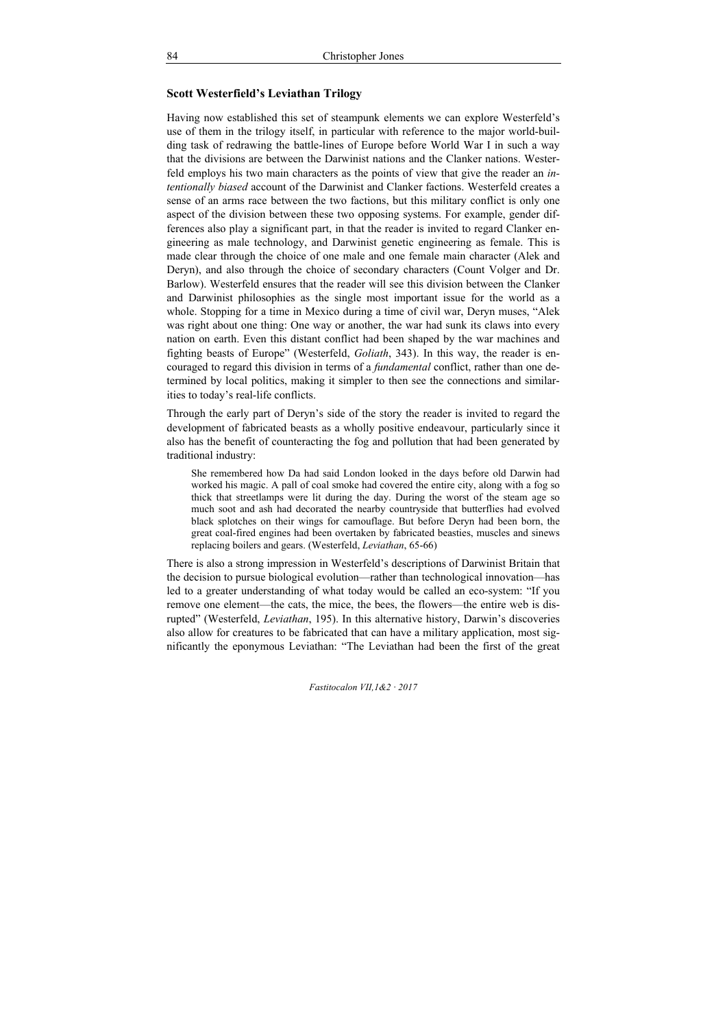## Scott Westerfield's Leviathan Trilogy

Having now established this set of steampunk elements we can explore Westerfeld's use of them in the trilogy itself, in particular with reference to the major world-building task of redrawing the battle-lines of Europe before World War I in such a way that the divisions are between the Darwinist nations and the Clanker nations. Westerfeld employs his two main characters as the points of view that give the reader an *intentionally biased* account of the Darwinist and Clanker factions. Westerfeld creates a sense of an arms race between the two factions, but this military conflict is only one aspect of the division between these two opposing systems. For example, gender differences also play a significant part, in that the reader is invited to regard Clanker engineering as male technology, and Darwinist genetic engineering as female. This is made clear through the choice of one male and one female main character (Alek and Deryn), and also through the choice of secondary characters (Count Volger and Dr. Barlow). Westerfeld ensures that the reader will see this division between the Clanker and Darwinist philosophies as the single most important issue for the world as a whole. Stopping for a time in Mexico during a time of civil war, Deryn muses, "Alek was right about one thing: One way or another, the war had sunk its claws into every nation on earth. Even this distant conflict had been shaped by the war machines and fighting beasts of Europe" (Westerfeld, *Goliath*, 343). In this way, the reader is encouraged to regard this division in terms of a *fundamental* conflict, rather than one determined by local politics, making it simpler to then see the connections and similarities to today's real-life conflicts.

Through the early part of Deryn's side of the story the reader is invited to regard the development of fabricated beasts as a wholly positive endeavour, particularly since it also has the benefit of counteracting the fog and pollution that had been generated by traditional industry:

> She remembered how Da had said London looked in the days before old Darwin had worked his magic. A pall of coal smoke had covered the entire city, along with a fog so thick that streetlamps were lit during the day. During the worst of the steam age so much soot and ash had decorated the nearby countryside that butterflies had evolved black splotches on their wings for camouflage. But before Deryn had been born, the great coal-fired engines had been overtaken by fabricated beasties, muscles and sinews replacing boilers and gears. (Westerfeld, *Leviathan*, 65-66)

There is also a strong impression in Westerfeld's descriptions of Darwinist Britain that the decision to pursue biological evolution—rather than technological innovation—has led to a greater understanding of what today would be called an eco-system: "If you remove one element—the cats, the mice, the bees, the flowers—the entire web is disrupted" (Westerfeld, *Leviathan*, 195). In this alternative history, Darwin's discoveries also allow for creatures to be fabricated that can have a military application, most significantly the eponymous Leviathan: "The Leviathan had been the first of the great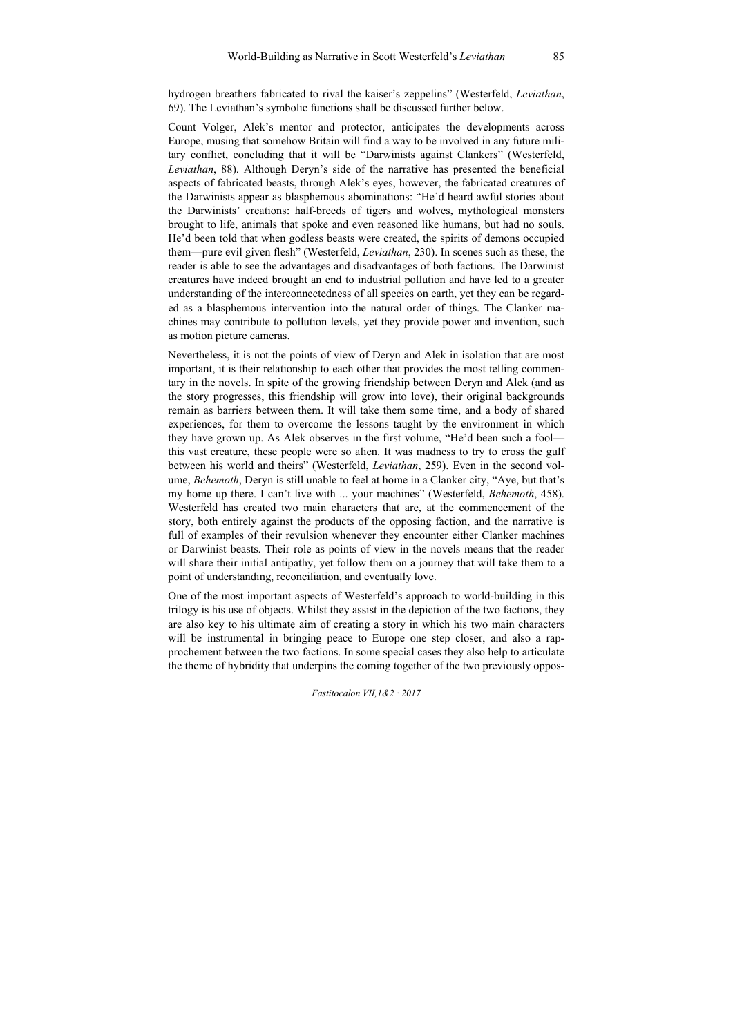hydrogen breathers fabricated to rival the kaiser's zeppelins" (Westerfeld, *Leviathan*, 69). The Leviathan's symbolic functions shall be discussed further below.

Count Volger, Alek's mentor and protector, anticipates the developments across Europe, musing that somehow Britain will find a way to be involved in any future military conflict, concluding that it will be "Darwinists against Clankers" (Westerfeld, *Leviathan*, 88). Although Deryn's side of the narrative has presented the beneficial aspects of fabricated beasts, through Alek's eyes, however, the fabricated creatures of the Darwinists appear as blasphemous abominations: "He'd heard awful stories about the Darwinists' creations: half-breeds of tigers and wolves, mythological monsters brought to life, animals that spoke and even reasoned like humans, but had no souls. He'd been told that when godless beasts were created, the spirits of demons occupied them—pure evil given flesh" (Westerfeld, *Leviathan*, 230). In scenes such as these, the reader is able to see the advantages and disadvantages of both factions. The Darwinist creatures have indeed brought an end to industrial pollution and have led to a greater understanding of the interconnectedness of all species on earth, yet they can be regarded as a blasphemous intervention into the natural order of things. The Clanker machines may contribute to pollution levels, yet they provide power and invention, such as motion picture cameras.

Nevertheless, it is not the points of view of Deryn and Alek in isolation that are most important, it is their relationship to each other that provides the most telling commentary in the novels. In spite of the growing friendship between Deryn and Alek (and as the story progresses, this friendship will grow into love), their original backgrounds remain as barriers between them. It will take them some time, and a body of shared experiences, for them to overcome the lessons taught by the environment in which they have grown up. As Alek observes in the first volume, "He'd been such a fool—this vast creature, these people were so alien. It was madness to try to cross the gulf between his world and theirs" (Westerfeld, *Leviathan*, 259). Even in the second volume, *Behemoth*, Deryn is still unable to feel at home in a Clanker city, "Aye, but that's my home up there. I can't live with ... your machines" (Westerfeld, *Behemoth*, 458). Westerfeld has created two main characters that are, at the commencement of the story, both entirely against the products of the opposing faction, and the narrative is full of examples of their revulsion whenever they encounter either Clanker machines or Darwinist beasts. Their role as points of view in the novels means that the reader will share their initial antipathy, yet follow them on a journey that will take them to a point of understanding, reconciliation, and eventually love.

One of the most important aspects of Westerfeld's approach to world-building in this trilogy is his use of objects. Whilst they assist in the depiction of the two factions, they are also key to his ultimate aim of creating a story in which his two main characters will be instrumental in bringing peace to Europe one step closer, and also a rapprochement between the two factions. In some special cases they also help to articulate the theme of hybridity that underpins the coming together of the two previously oppos-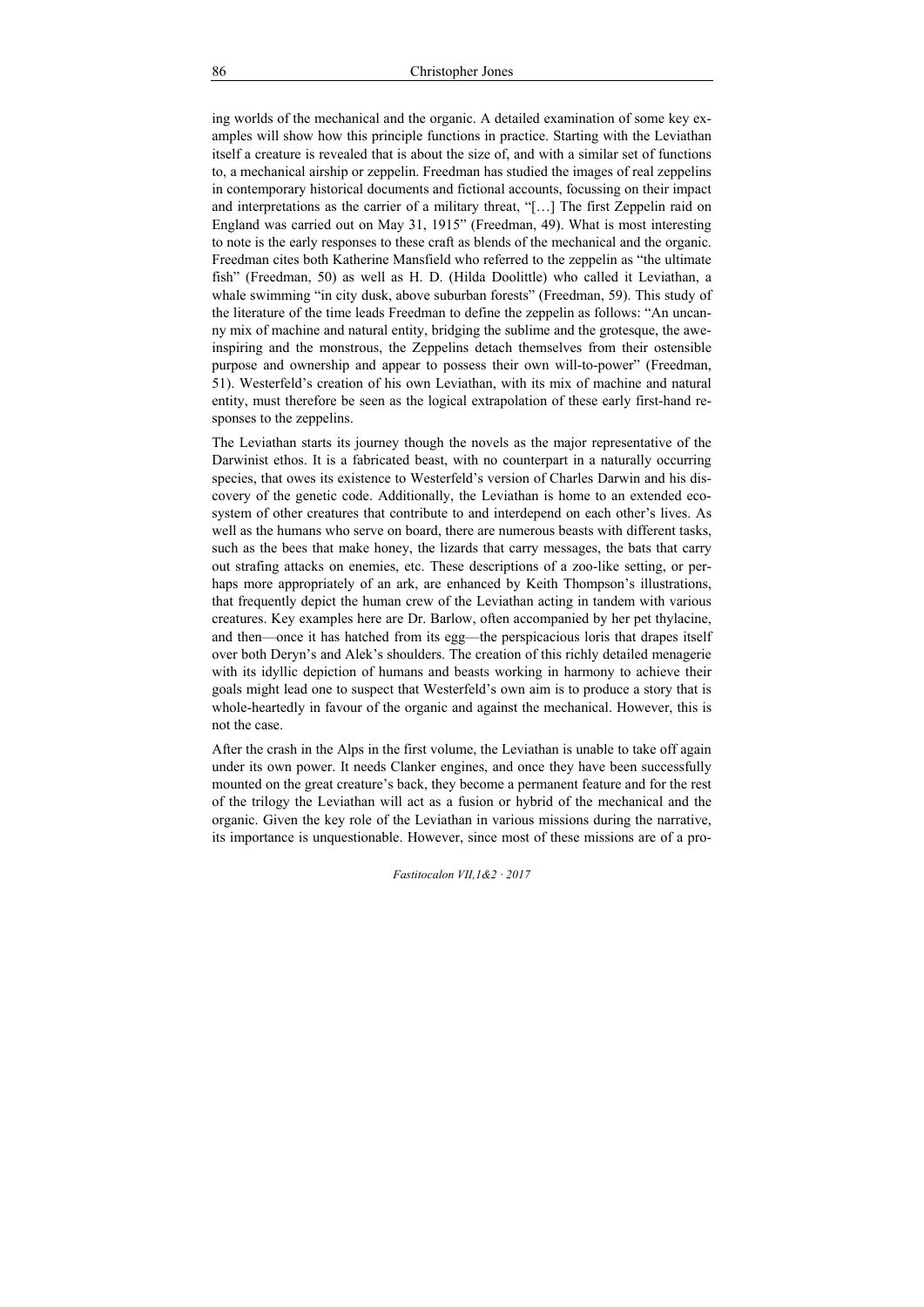ing worlds of the mechanical and the organic. A detailed examination of some key examples will show how this principle functions in practice. Starting with the Leviathan itself a creature is revealed that is about the size of, and with a similar set of functions to, a mechanical airship or zeppelin. Freedman has studied the images of real zeppelins in contemporary historical documents and fictional accounts, focussing on their impact and interpretations as the carrier of a military threat, "[…] The first Zeppelin raid on England was carried out on May 31, 1915" (Freedman, 49). What is most interesting to note is the early responses to these craft as blends of the mechanical and the organic. Freedman cites both Katherine Mansfield who referred to the zeppelin as "the ultimate fish" (Freedman, 50) as well as H. D. (Hilda Doolittle) who called it Leviathan, a whale swimming "in city dusk, above suburban forests" (Freedman, 59). This study of the literature of the time leads Freedman to define the zeppelin as follows: "An uncanny mix of machine and natural entity, bridging the sublime and the grotesque, the awe-inspiring and the monstrous, the Zeppelins detach themselves from their ostensible purpose and ownership and appear to possess their own will-to-power" (Freedman, 51). Westerfeld's creation of his own Leviathan, with its mix of machine and natural entity, must therefore be seen as the logical extrapolation of these early first-hand responses to the zeppelins.

The Leviathan starts its journey though the novels as the major representative of the Darwinist ethos. It is a fabricated beast, with no counterpart in a naturally occurring species, that owes its existence to Westerfeld's version of Charles Darwin and his discovery of the genetic code. Additionally, the Leviathan is home to an extended ecosystem of other creatures that contribute to and interdepend on each other's lives. As well as the humans who serve on board, there are numerous beasts with different tasks, such as the bees that make honey, the lizards that carry messages, the bats that carry out strafing attacks on enemies, etc. These descriptions of a zoo-like setting, or perhaps more appropriately of an ark, are enhanced by Keith Thompson's illustrations, that frequently depict the human crew of the Leviathan acting in tandem with various creatures. Key examples here are Dr. Barlow, often accompanied by her pet thylacine, and then—once it has hatched from its egg—the perspicacious loris that drapes itself over both Deryn's and Alek's shoulders. The creation of this richly detailed menagerie with its idyllic depiction of humans and beasts working in harmony to achieve their goals might lead one to suspect that Westerfeld's own aim is to produce a story that is whole-heartedly in favour of the organic and against the mechanical. However, this is not the case.

After the crash in the Alps in the first volume, the Leviathan is unable to take off again under its own power. It needs Clanker engines, and once they have been successfully mounted on the great creature's back, they become a permanent feature and for the rest of the trilogy the Leviathan will act as a fusion or hybrid of the mechanical and the organic. Given the key role of the Leviathan in various missions during the narrative, its importance is unquestionable. However, since most of these missions are of a pro-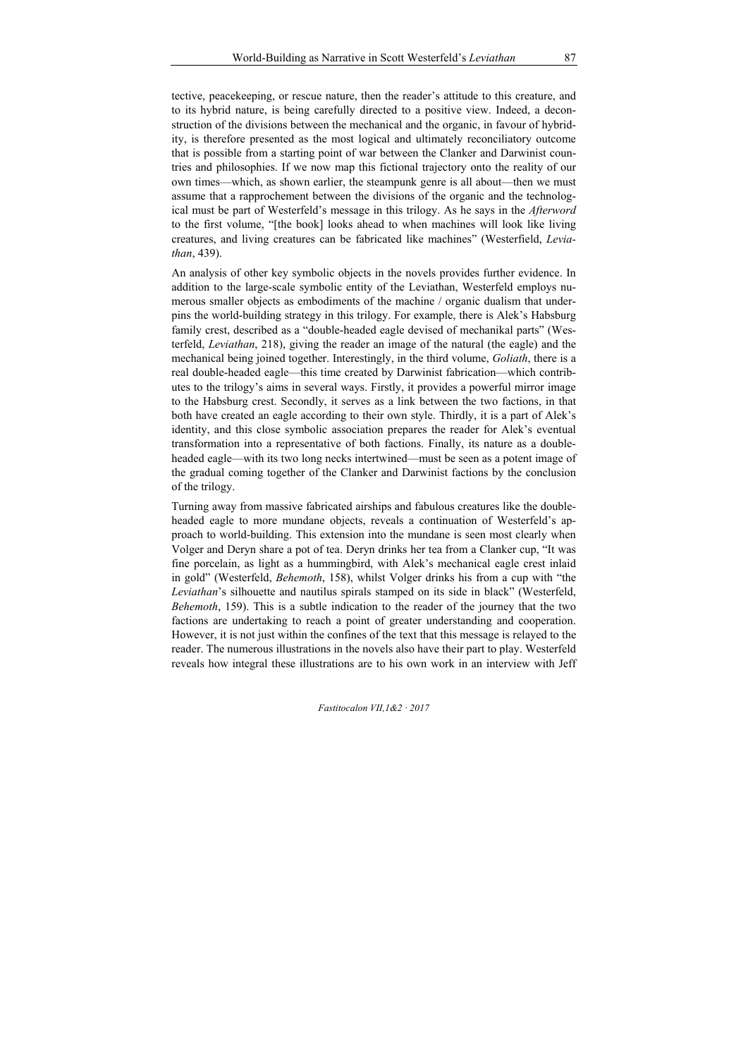tective, peacekeeping, or rescue nature, then the reader's attitude to this creature, and to its hybrid nature, is being carefully directed to a positive view. Indeed, a deconstruction of the divisions between the mechanical and the organic, in favour of hybridity, is therefore presented as the most logical and ultimately reconciliatory outcome that is possible from a starting point of war between the Clanker and Darwinist countries and philosophies. If we now map this fictional trajectory onto the reality of our own times—which, as shown earlier, the steampunk genre is all about—then we must assume that a rapprochement between the divisions of the organic and the technological must be part of Westerfeld's message in this trilogy. As he says in the *Afterword* to the first volume, "[the book] looks ahead to when machines will look like living creatures, and living creatures can be fabricated like machines" (Westerfield, *Leviathan*, 439).

An analysis of other key symbolic objects in the novels provides further evidence. In addition to the large-scale symbolic entity of the Leviathan, Westerfeld employs numerous smaller objects as embodiments of the machine / organic dualism that underpins the world-building strategy in this trilogy. For example, there is Alek's Habsburg family crest, described as a "double-headed eagle devised of mechanikal parts" (Westerfeld, *Leviathan*, 218), giving the reader an image of the natural (the eagle) and the mechanical being joined together. Interestingly, in the third volume, *Goliath*, there is a real double-headed eagle—this time created by Darwinist fabrication—which contributes to the trilogy's aims in several ways. Firstly, it provides a powerful mirror image to the Habsburg crest. Secondly, it serves as a link between the two factions, in that both have created an eagle according to their own style. Thirdly, it is a part of Alek's identity, and this close symbolic association prepares the reader for Alek's eventual transformation into a representative of both factions. Finally, its nature as a double-headed eagle—with its two long necks intertwined—must be seen as a potent image of the gradual coming together of the Clanker and Darwinist factions by the conclusion of the trilogy.

Turning away from massive fabricated airships and fabulous creatures like the double-headed eagle to more mundane objects, reveals a continuation of Westerfeld's approach to world-building. This extension into the mundane is seen most clearly when Volger and Deryn share a pot of tea. Deryn drinks her tea from a Clanker cup, "It was fine porcelain, as light as a hummingbird, with Alek's mechanical eagle crest inlaid in gold" (Westerfeld, *Behemoth*, 158), whilst Volger drinks his from a cup with "the *Leviathan*'s silhouette and nautilus spirals stamped on its side in black" (Westerfeld, *Behemoth*, 159). This is a subtle indication to the reader of the journey that the two factions are undertaking to reach a point of greater understanding and cooperation. However, it is not just within the confines of the text that this message is relayed to the reader. The numerous illustrations in the novels also have their part to play. Westerfeld reveals how integral these illustrations are to his own work in an interview with Jeff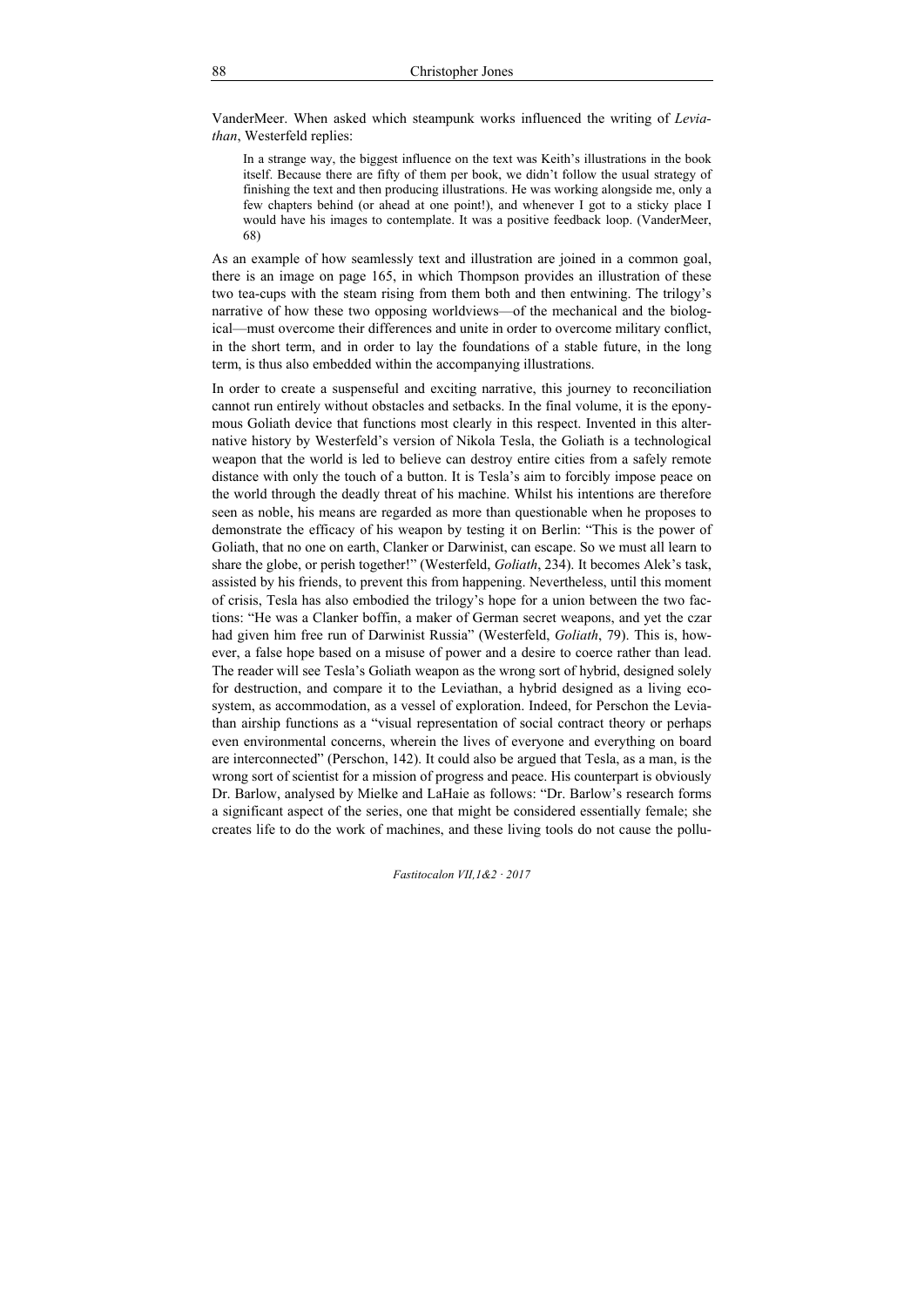VanderMeer. When asked which steampunk works influenced the writing of *Leviathan*, Westerfeld replies:

> In a strange way, the biggest influence on the text was Keith's illustrations in the book itself. Because there are fifty of them per book, we didn't follow the usual strategy of finishing the text and then producing illustrations. He was working alongside me, only a few chapters behind (or ahead at one point!), and whenever I got to a sticky place I would have his images to contemplate. It was a positive feedback loop. (VanderMeer, 68)

As an example of how seamlessly text and illustration are joined in a common goal, there is an image on page 165, in which Thompson provides an illustration of these two tea-cups with the steam rising from them both and then entwining. The trilogy's narrative of how these two opposing worldviews—of the mechanical and the biological—must overcome their differences and unite in order to overcome military conflict, in the short term, and in order to lay the foundations of a stable future, in the long term, is thus also embedded within the accompanying illustrations.

In order to create a suspenseful and exciting narrative, this journey to reconciliation cannot run entirely without obstacles and setbacks. In the final volume, it is the eponymous Goliath device that functions most clearly in this respect. Invented in this alternative history by Westerfeld's version of Nikola Tesla, the Goliath is a technological weapon that the world is led to believe can destroy entire cities from a safely remote distance with only the touch of a button. It is Tesla's aim to forcibly impose peace on the world through the deadly threat of his machine. Whilst his intentions are therefore seen as noble, his means are regarded as more than questionable when he proposes to demonstrate the efficacy of his weapon by testing it on Berlin: "This is the power of Goliath, that no one on earth, Clanker or Darwinist, can escape. So we must all learn to share the globe, or perish together!" (Westerfeld, *Goliath*, 234). It becomes Alek's task, assisted by his friends, to prevent this from happening. Nevertheless, until this moment of crisis, Tesla has also embodied the trilogy's hope for a union between the two factions: "He was a Clanker boffin, a maker of German secret weapons, and yet the czar had given him free run of Darwinist Russia" (Westerfeld, *Goliath*, 79). This is, however, a false hope based on a misuse of power and a desire to coerce rather than lead. The reader will see Tesla's Goliath weapon as the wrong sort of hybrid, designed solely for destruction, and compare it to the Leviathan, a hybrid designed as a living ecosystem, as accommodation, as a vessel of exploration. Indeed, for Perschon the Leviathan airship functions as a "visual representation of social contract theory or perhaps even environmental concerns, wherein the lives of everyone and everything on board are interconnected" (Perschon, 142). It could also be argued that Tesla, as a man, is the wrong sort of scientist for a mission of progress and peace. His counterpart is obviously Dr. Barlow, analysed by Mielke and LaHaie as follows: "Dr. Barlow's research forms a significant aspect of the series, one that might be considered essentially female; she creates life to do the work of machines, and these living tools do not cause the pollu-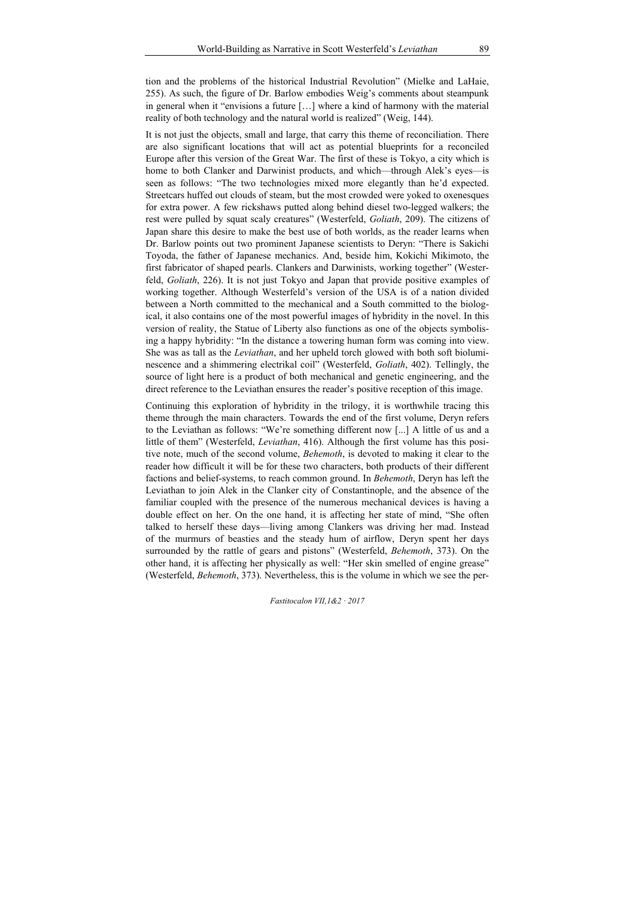tion and the problems of the historical Industrial Revolution" (Mielke and LaHaie, 255). As such, the figure of Dr. Barlow embodies Weig's comments about steampunk in general when it "envisions a future […] where a kind of harmony with the material reality of both technology and the natural world is realized" (Weig, 144).

It is not just the objects, small and large, that carry this theme of reconciliation. There are also significant locations that will act as potential blueprints for a reconciled Europe after this version of the Great War. The first of these is Tokyo, a city which is home to both Clanker and Darwinist products, and which—through Alek's eyes—is seen as follows: "The two technologies mixed more elegantly than he'd expected. Streetcars huffed out clouds of steam, but the most crowded were yoked to oxenesques for extra power. A few rickshaws putted along behind diesel two-legged walkers; the rest were pulled by squat scaly creatures" (Westerfeld, *Goliath*, 209). The citizens of Japan share this desire to make the best use of both worlds, as the reader learns when Dr. Barlow points out two prominent Japanese scientists to Deryn: "There is Sakichi Toyoda, the father of Japanese mechanics. And, beside him, Kokichi Mikimoto, the first fabricator of shaped pearls. Clankers and Darwinists, working together" (Westerfeld, *Goliath*, 226). It is not just Tokyo and Japan that provide positive examples of working together. Although Westerfeld's version of the USA is of a nation divided between a North committed to the mechanical and a South committed to the biological, it also contains one of the most powerful images of hybridity in the novel. In this version of reality, the Statue of Liberty also functions as one of the objects symbolising a happy hybridity: "In the distance a towering human form was coming into view. She was as tall as the *Leviathan*, and her upheld torch glowed with both soft bioluminescence and a shimmering electrikal coil" (Westerfeld, *Goliath*, 402). Tellingly, the source of light here is a product of both mechanical and genetic engineering, and the direct reference to the Leviathan ensures the reader's positive reception of this image.

Continuing this exploration of hybridity in the trilogy, it is worthwhile tracing this theme through the main characters. Towards the end of the first volume, Deryn refers to the Leviathan as follows: "We're something different now [...] A little of us and a little of them" (Westerfeld, *Leviathan*, 416). Although the first volume has this positive note, much of the second volume, *Behemoth*, is devoted to making it clear to the reader how difficult it will be for these two characters, both products of their different factions and belief-systems, to reach common ground. In *Behemoth*, Deryn has left the Leviathan to join Alek in the Clanker city of Constantinople, and the absence of the familiar coupled with the presence of the numerous mechanical devices is having a double effect on her. On the one hand, it is affecting her state of mind, "She often talked to herself these days—living among Clankers was driving her mad. Instead of the murmurs of beasties and the steady hum of airflow, Deryn spent her days surrounded by the rattle of gears and pistons" (Westerfeld, *Behemoth*, 373). On the other hand, it is affecting her physically as well: "Her skin smelled of engine grease" (Westerfeld, *Behemoth*, 373). Nevertheless, this is the volume in which we see the per-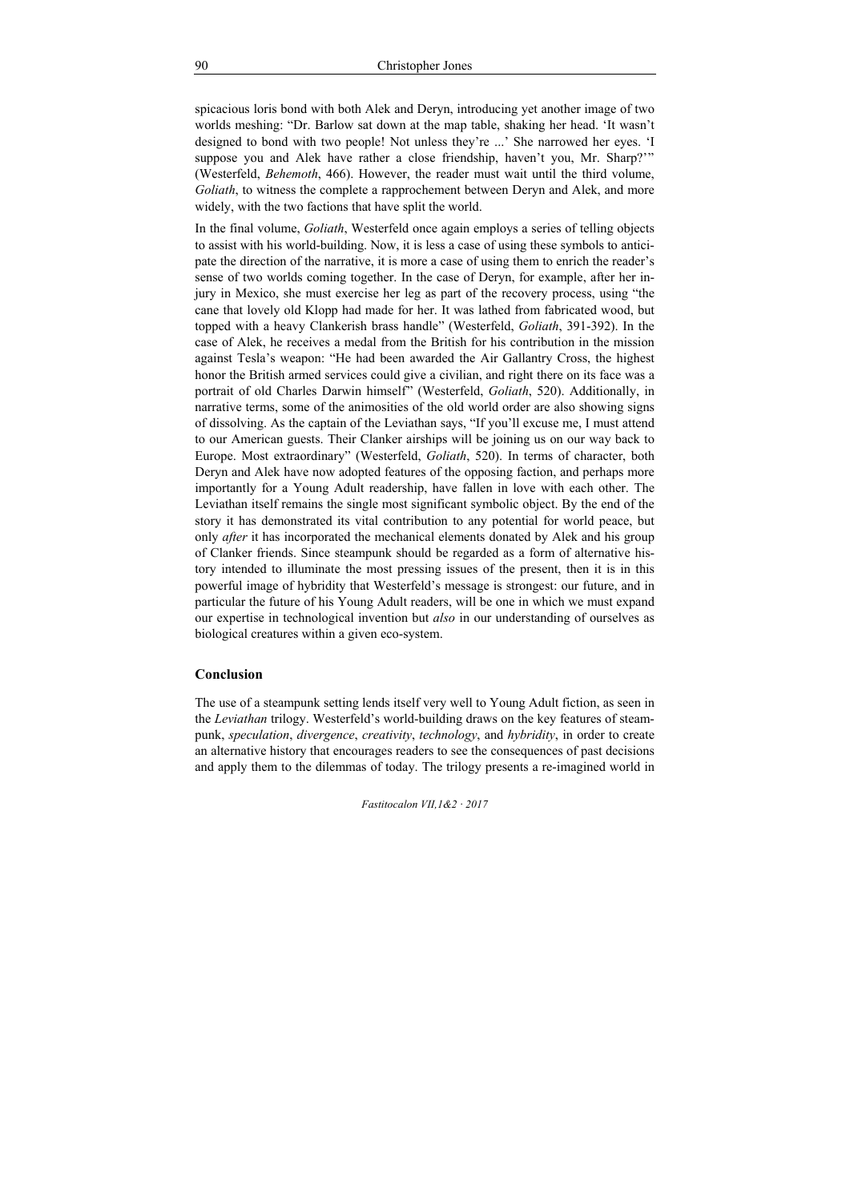spicacious loris bond with both Alek and Deryn, introducing yet another image of two worlds meshing: "Dr. Barlow sat down at the map table, shaking her head. 'It wasn't designed to bond with two people! Not unless they're ...' She narrowed her eyes. 'I suppose you and Alek have rather a close friendship, haven't you, Mr. Sharp?'" (Westerfeld, *Behemoth*, 466). However, the reader must wait until the third volume, *Goliath*, to witness the complete a rapprochement between Deryn and Alek, and more widely, with the two factions that have split the world.

In the final volume, *Goliath*, Westerfeld once again employs a series of telling objects to assist with his world-building. Now, it is less a case of using these symbols to anticipate the direction of the narrative, it is more a case of using them to enrich the reader's sense of two worlds coming together. In the case of Deryn, for example, after her injury in Mexico, she must exercise her leg as part of the recovery process, using "the cane that lovely old Klopp had made for her. It was lathed from fabricated wood, but topped with a heavy Clankerish brass handle" (Westerfeld, *Goliath*, 391-392). In the case of Alek, he receives a medal from the British for his contribution in the mission against Tesla's weapon: "He had been awarded the Air Gallantry Cross, the highest honor the British armed services could give a civilian, and right there on its face was a portrait of old Charles Darwin himself" (Westerfeld, *Goliath*, 520). Additionally, in narrative terms, some of the animosities of the old world order are also showing signs of dissolving. As the captain of the Leviathan says, "If you'll excuse me, I must attend to our American guests. Their Clanker airships will be joining us on our way back to Europe. Most extraordinary" (Westerfeld, *Goliath*, 520). In terms of character, both Deryn and Alek have now adopted features of the opposing faction, and perhaps more importantly for a Young Adult readership, have fallen in love with each other. The Leviathan itself remains the single most significant symbolic object. By the end of the story it has demonstrated its vital contribution to any potential for world peace, but only *after* it has incorporated the mechanical elements donated by Alek and his group of Clanker friends. Since steampunk should be regarded as a form of alternative history intended to illuminate the most pressing issues of the present, then it is in this powerful image of hybridity that Westerfeld's message is strongest: our future, and in particular the future of his Young Adult readers, will be one in which we must expand our expertise in technological invention but *also* in our understanding of ourselves as biological creatures within a given eco-system.

## Conclusion

The use of a steampunk setting lends itself very well to Young Adult fiction, as seen in the *Leviathan* trilogy. Westerfeld's world-building draws on the key features of steampunk, *speculation*, *divergence*, *creativity*, *technology*, and *hybridity*, in order to create an alternative history that encourages readers to see the consequences of past decisions and apply them to the dilemmas of today. The trilogy presents a re-imagined world in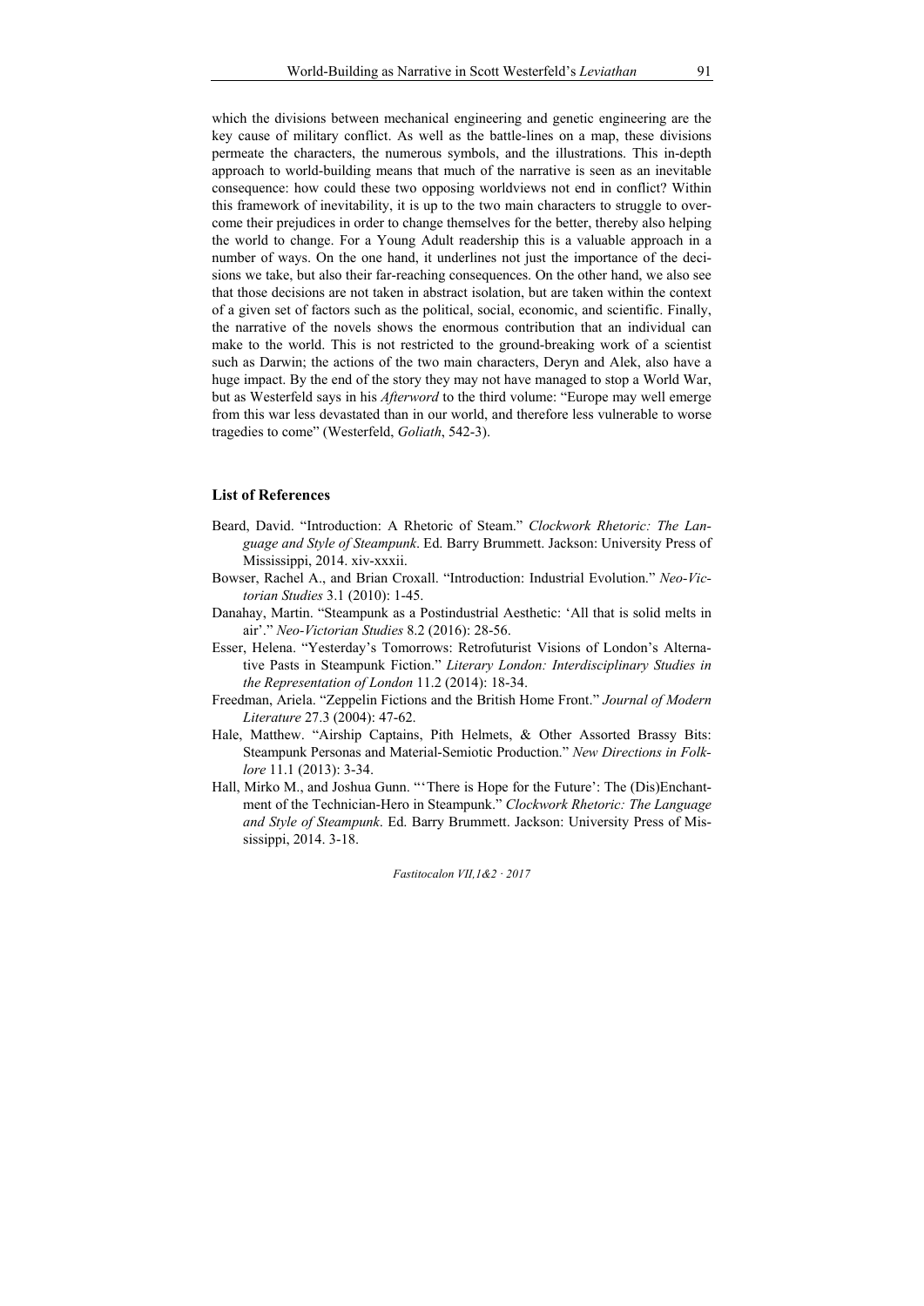which the divisions between mechanical engineering and genetic engineering are the key cause of military conflict. As well as the battle-lines on a map, these divisions permeate the characters, the numerous symbols, and the illustrations. This in-depth approach to world-building means that much of the narrative is seen as an inevitable consequence: how could these two opposing worldviews not end in conflict? Within this framework of inevitability, it is up to the two main characters to struggle to overcome their prejudices in order to change themselves for the better, thereby also helping the world to change. For a Young Adult readership this is a valuable approach in a number of ways. On the one hand, it underlines not just the importance of the decisions we take, but also their far-reaching consequences. On the other hand, we also see that those decisions are not taken in abstract isolation, but are taken within the context of a given set of factors such as the political, social, economic, and scientific. Finally, the narrative of the novels shows the enormous contribution that an individual can make to the world. This is not restricted to the ground-breaking work of a scientist such as Darwin; the actions of the two main characters, Deryn and Alek, also have a huge impact. By the end of the story they may not have managed to stop a World War, but as Westerfeld says in his *Afterword* to the third volume: "Europe may well emerge from this war less devastated than in our world, and therefore less vulnerable to worse tragedies to come" (Westerfeld, *Goliath*, 542-3).

## List of References

Beard, David. "Introduction: A Rhetoric of Steam." *Clockwork Rhetoric: The Language and Style of Steampunk*. Ed. Barry Brummett. Jackson: University Press of Mississippi, 2014. xiv-xxxii.

Bowser, Rachel A., and Brian Croxall. "Introduction: Industrial Evolution." *Neo-Victorian Studies* 3.1 (2010): 1-45.

Danahay, Martin. "Steampunk as a Postindustrial Aesthetic: 'All that is solid melts in air'." *Neo-Victorian Studies* 8.2 (2016): 28-56.

Esser, Helena. "Yesterday's Tomorrows: Retrofuturist Visions of London's Alternative Pasts in Steampunk Fiction." *Literary London: Interdisciplinary Studies in the Representation of London* 11.2 (2014): 18-34.

Freedman, Ariela. "Zeppelin Fictions and the British Home Front." *Journal of Modern Literature* 27.3 (2004): 47-62.

Hale, Matthew. "Airship Captains, Pith Helmets, & Other Assorted Brassy Bits: Steampunk Personas and Material-Semiotic Production." *New Directions in Folklore* 11.1 (2013): 3-34.

Hall, Mirko M., and Joshua Gunn. "'There is Hope for the Future': The (Dis)Enchantment of the Technician-Hero in Steampunk." *Clockwork Rhetoric: The Language and Style of Steampunk*. Ed. Barry Brummett. Jackson: University Press of Mississippi, 2014. 3-18.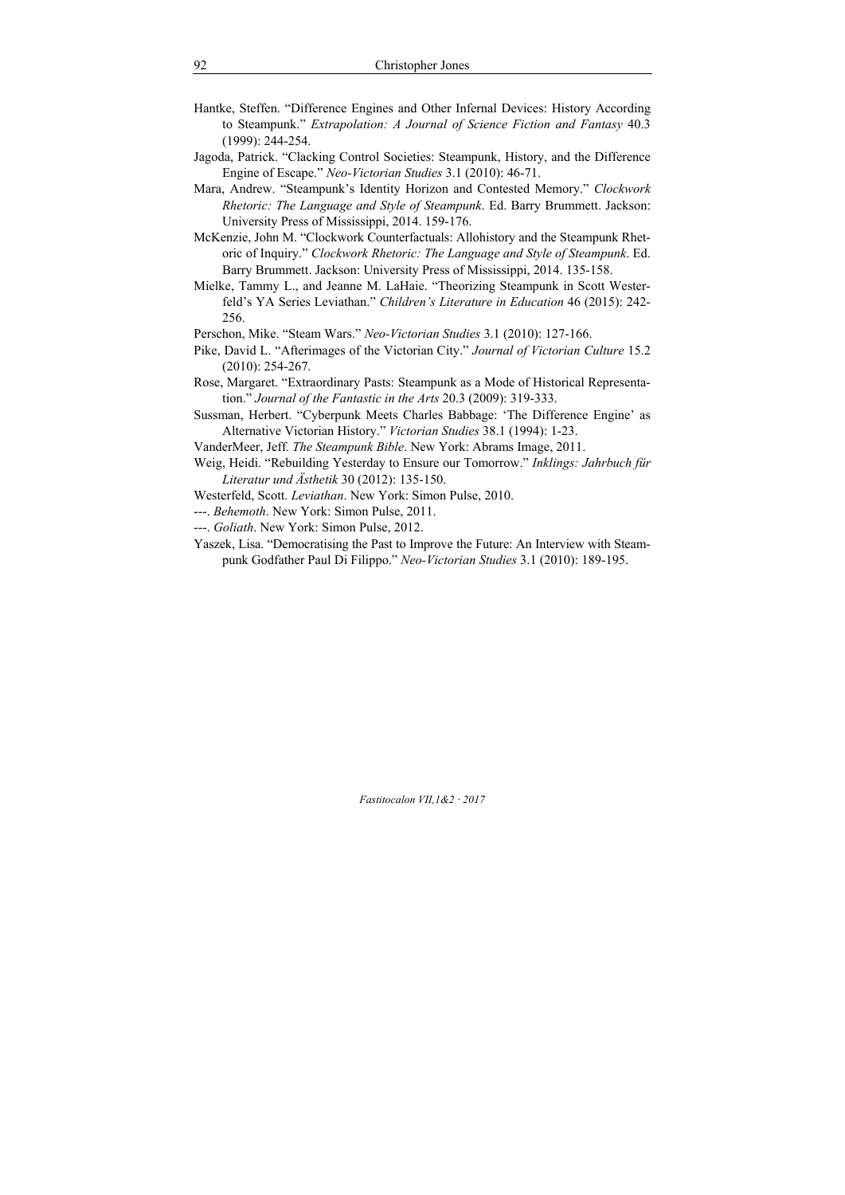Hantke, Steffen. "Difference Engines and Other Infernal Devices: History According to Steampunk." *Extrapolation: A Journal of Science Fiction and Fantasy* 40.3 (1999): 244-254.

Jagoda, Patrick. "Clacking Control Societies: Steampunk, History, and the Difference Engine of Escape." *Neo-Victorian Studies* 3.1 (2010): 46-71.

Mara, Andrew. "Steampunk's Identity Horizon and Contested Memory." *Clockwork Rhetoric: The Language and Style of Steampunk*. Ed. Barry Brummett. Jackson: University Press of Mississippi, 2014. 159-176.

McKenzie, John M. "Clockwork Counterfactuals: Allohistory and the Steampunk Rhetoric of Inquiry." *Clockwork Rhetoric: The Language and Style of Steampunk*. Ed. Barry Brummett. Jackson: University Press of Mississippi, 2014. 135-158.

Mielke, Tammy L., and Jeanne M. LaHaie. "Theorizing Steampunk in Scott Westerfeld's YA Series Leviathan." *Children's Literature in Education* 46 (2015): 242-256.

Perschon, Mike. "Steam Wars." *Neo-Victorian Studies* 3.1 (2010): 127-166.

Pike, David L. "Afterimages of the Victorian City." *Journal of Victorian Culture* 15.2 (2010): 254-267.

Rose, Margaret. "Extraordinary Pasts: Steampunk as a Mode of Historical Representation." *Journal of the Fantastic in the Arts* 20.3 (2009): 319-333.

Sussman, Herbert. "Cyberpunk Meets Charles Babbage: 'The Difference Engine' as Alternative Victorian History." *Victorian Studies* 38.1 (1994): 1-23.

VanderMeer, Jeff. *The Steampunk Bible*. New York: Abrams Image, 2011.

Weig, Heidi. "Rebuilding Yesterday to Ensure our Tomorrow." *Inklings: Jahrbuch für Literatur und Ästhetik* 30 (2012): 135-150.

Westerfeld, Scott. *Leviathan*. New York: Simon Pulse, 2010.

---. *Behemoth*. New York: Simon Pulse, 2011.

---. *Goliath*. New York: Simon Pulse, 2012.

Yaszek, Lisa. "Democratising the Past to Improve the Future: An Interview with Steampunk Godfather Paul Di Filippo." *Neo-Victorian Studies* 3.1 (2010): 189-195.